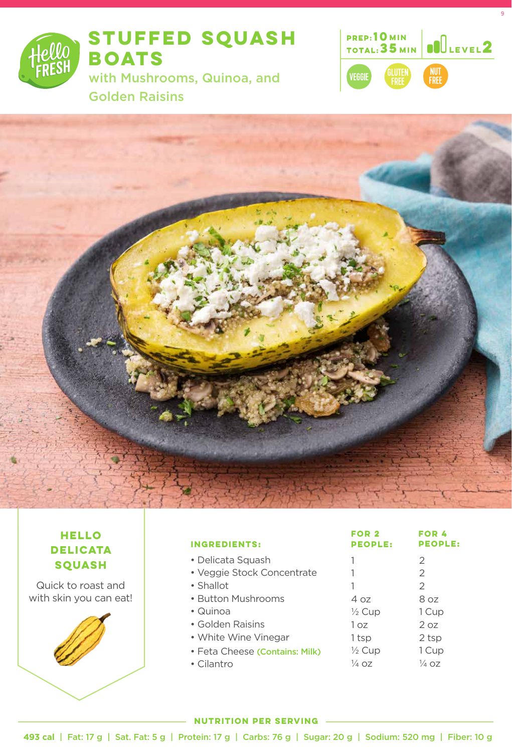# STUFFED SQUASH BOATS

## with Mushrooms, Quinoa, and Golden Raisins

PREP: 10 MIN
TOTAL: 35 MIN

LEVEL 2

VEGGIE | GLUTEN FREE | NUT FREE

### HELLO DELICATA SQUASH

Quick to roast and with skin you can eat!

| INGREDIENTS: | FOR 2 PEOPLE: | FOR 4 PEOPLE: |
|---|---|---|
| • Delicata Squash | 1 | 2 |
| • Veggie Stock Concentrate | 1 | 2 |
| • Shallot | 1 | 2 |
| • Button Mushrooms | 4 oz | 8 oz |
| • Quinoa | ½ Cup | 1 Cup |
| • Golden Raisins | 1 oz | 2 oz |
| • White Wine Vinegar | 1 tsp | 2 tsp |
| • Feta Cheese (Contains: Milk) | ½ Cup | 1 Cup |
| • Cilantro | ¼ oz | ¼ oz |

### NUTRITION PER SERVING

493 cal | Fat: 17 g | Sat. Fat: 5 g | Protein: 17 g | Carbs: 76 g | Sugar: 20 g | Sodium: 520 mg | Fiber: 10 g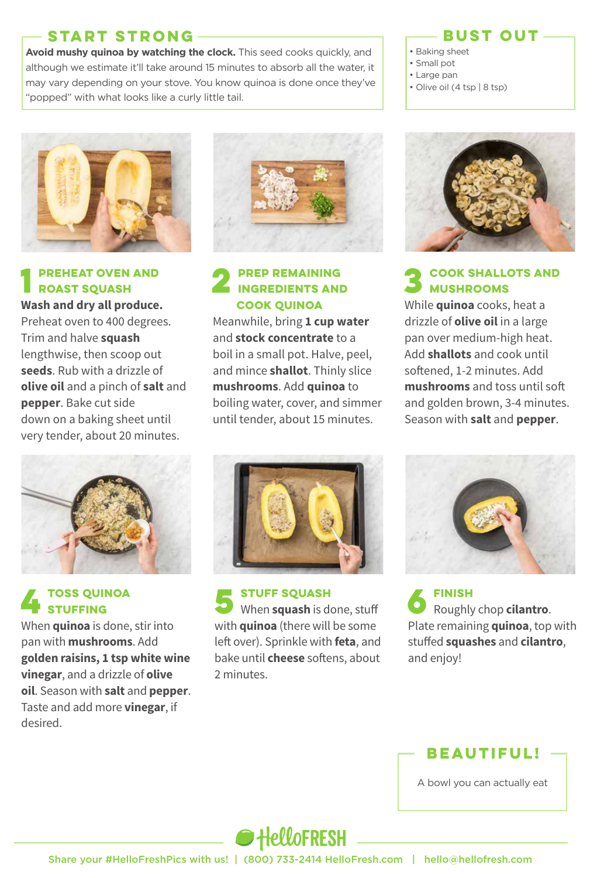## START STRONG

**Avoid mushy quinoa by watching the clock.** This seed cooks quickly, and although we estimate it'll take around 15 minutes to absorb all the water, it may vary depending on your stove. You know quinoa is done once they've "popped" with what looks like a curly little tail.

## BUST OUT

- Baking sheet
- Small pot
- Large pan
- Olive oil (4 tsp | 8 tsp)

### 1 PREHEAT OVEN AND ROAST SQUASH

**Wash and dry all produce.** Preheat oven to 400 degrees. Trim and halve **squash** lengthwise, then scoop out **seeds**. Rub with a drizzle of **olive oil** and a pinch of **salt** and **pepper**. Bake cut side down on a baking sheet until very tender, about 20 minutes.

### 2 PREP REMAINING INGREDIENTS AND COOK QUINOA

Meanwhile, bring **1 cup water** and **stock concentrate** to a boil in a small pot. Halve, peel, and mince **shallot**. Thinly slice **mushrooms**. Add **quinoa** to boiling water, cover, and simmer until tender, about 15 minutes.

### 3 COOK SHALLOTS AND MUSHROOMS

While **quinoa** cooks, heat a drizzle of **olive oil** in a large pan over medium-high heat. Add **shallots** and cook until softened, 1-2 minutes. Add **mushrooms** and toss until soft and golden brown, 3-4 minutes. Season with **salt** and **pepper**.

### 4 TOSS QUINOA STUFFING

When **quinoa** is done, stir into pan with **mushrooms**. Add **golden raisins, 1 tsp white wine vinegar**, and a drizzle of **olive oil**. Season with **salt** and **pepper**. Taste and add more **vinegar**, if desired.

### 5 STUFF SQUASH

When **squash** is done, stuff with **quinoa** (there will be some left over). Sprinkle with **feta**, and bake until **cheese** softens, about 2 minutes.

### 6 FINISH

Roughly chop **cilantro**. Plate remaining **quinoa**, top with stuffed **squashes** and **cilantro**, and enjoy!

## BEAUTIFUL!

A bowl you can actually eat

HelloFRESH

Share your #HelloFreshPics with us! | (800) 733-2414 HelloFresh.com | hello@hellofresh.com